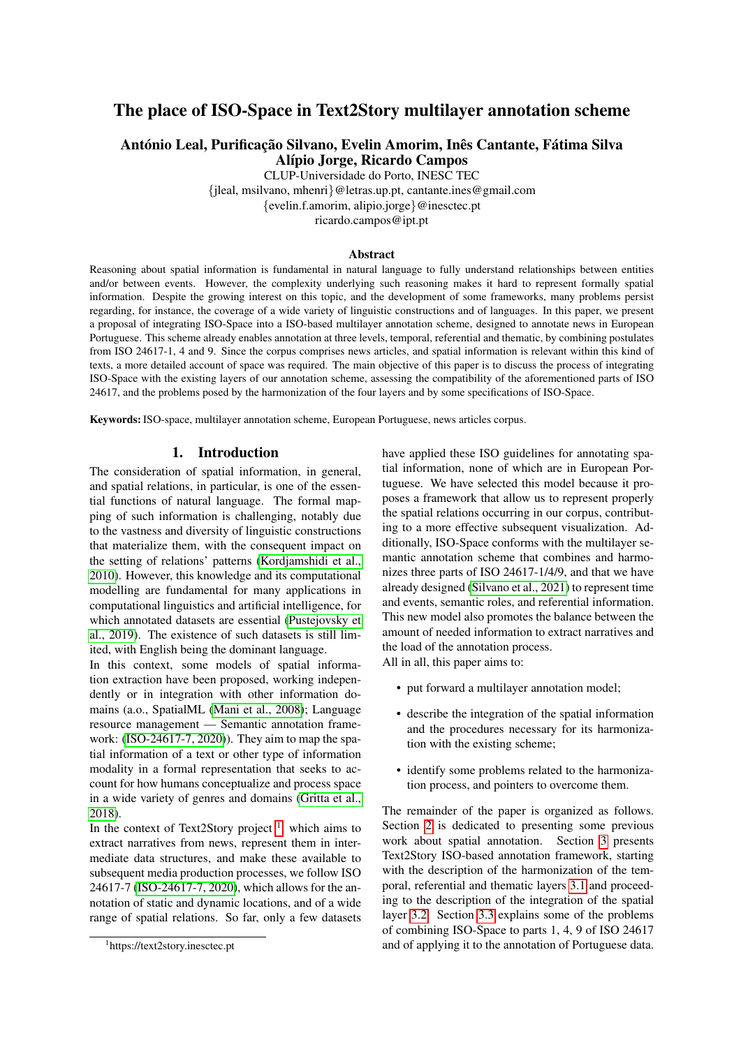# The place of ISO-Space in Text2Story multilayer annotation scheme

**António Leal, Purificação Silvano, Evelin Amorim, Inês Cantante, Fátima Silva**
**Alípio Jorge, Ricardo Campos**

CLUP-Universidade do Porto, INESC TEC
{jleal, msilvano, mhenri}@letras.up.pt, cantante.ines@gmail.com
{evelin.f.amorim, alipio.jorge}@inesctec.pt
ricardo.campos@ipt.pt

### Abstract

Reasoning about spatial information is fundamental in natural language to fully understand relationships between entities and/or between events. However, the complexity underlying such reasoning makes it hard to represent formally spatial information. Despite the growing interest on this topic, and the development of some frameworks, many problems persist regarding, for instance, the coverage of a wide variety of linguistic constructions and of languages. In this paper, we present a proposal of integrating ISO-Space into a ISO-based multilayer annotation scheme, designed to annotate news in European Portuguese. This scheme already enables annotation at three levels, temporal, referential and thematic, by combining postulates from ISO 24617-1, 4 and 9. Since the corpus comprises news articles, and spatial information is relevant within this kind of texts, a more detailed account of space was required. The main objective of this paper is to discuss the process of integrating ISO-Space with the existing layers of our annotation scheme, assessing the compatibility of the aforementioned parts of ISO 24617, and the problems posed by the harmonization of the four layers and by some specifications of ISO-Space.

**Keywords:** ISO-space, multilayer annotation scheme, European Portuguese, news articles corpus.

## 1. Introduction

The consideration of spatial information, in general, and spatial relations, in particular, is one of the essential functions of natural language. The formal mapping of such information is challenging, notably due to the vastness and diversity of linguistic constructions that materialize them, with the consequent impact on the setting of relations' patterns (Kordjamshidi et al., 2010). However, this knowledge and its computational modelling are fundamental for many applications in computational linguistics and artificial intelligence, for which annotated datasets are essential (Pustejovsky et al., 2019). The existence of such datasets is still limited, with English being the dominant language.

In this context, some models of spatial information extraction have been proposed, working independently or in integration with other information domains (a.o., SpatialML (Mani et al., 2008); Language resource management — Semantic annotation framework: (ISO-24617-7, 2020)). They aim to map the spatial information of a text or other type of information modality in a formal representation that seeks to account for how humans conceptualize and process space in a wide variety of genres and domains (Gritta et al., 2018).

In the context of Text2Story project [1], which aims to extract narratives from news, represent them in intermediate data structures, and make these available to subsequent media production processes, we follow ISO 24617-7 (ISO-24617-7, 2020), which allows for the annotation of static and dynamic locations, and of a wide range of spatial relations. So far, only a few datasets have applied these ISO guidelines for annotating spatial information, none of which are in European Portuguese. We have selected this model because it proposes a framework that allow us to represent properly the spatial relations occurring in our corpus, contributing to a more effective subsequent visualization. Additionally, ISO-Space conforms with the multilayer semantic annotation scheme that combines and harmonizes three parts of ISO 24617-1/4/9, and that we have already designed (Silvano et al., 2021) to represent time and events, semantic roles, and referential information. This new model also promotes the balance between the amount of needed information to extract narratives and the load of the annotation process.

All in all, this paper aims to:

- put forward a multilayer annotation model;
- describe the integration of the spatial information and the procedures necessary for its harmonization with the existing scheme;
- identify some problems related to the harmonization process, and pointers to overcome them.

The remainder of the paper is organized as follows. Section 2 is dedicated to presenting some previous work about spatial annotation. Section 3 presents Text2Story ISO-based annotation framework, starting with the description of the harmonization of the temporal, referential and thematic layers 3.1 and proceeding to the description of the integration of the spatial layer 3.2. Section 3.3 explains some of the problems of combining ISO-Space to parts 1, 4, 9 of ISO 24617 and of applying it to the annotation of Portuguese data.

[1] https://text2story.inesctec.pt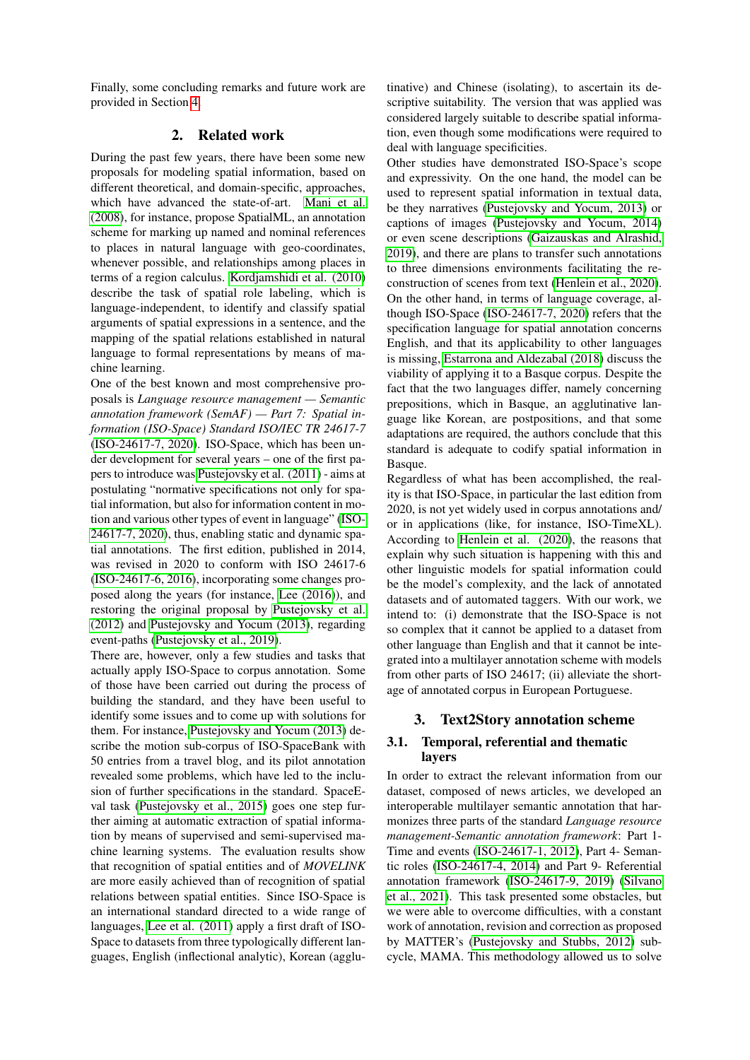Finally, some concluding remarks and future work are provided in Section 4.

## 2. Related work

During the past few years, there have been some new proposals for modeling spatial information, based on different theoretical, and domain-specific, approaches, which have advanced the state-of-art. Mani et al. (2008), for instance, propose SpatialML, an annotation scheme for marking up named and nominal references to places in natural language with geo-coordinates, whenever possible, and relationships among places in terms of a region calculus. Kordjamshidi et al. (2010) describe the task of spatial role labeling, which is language-independent, to identify and classify spatial arguments of spatial expressions in a sentence, and the mapping of the spatial relations established in natural language to formal representations by means of machine learning.

One of the best known and most comprehensive proposals is *Language resource management — Semantic annotation framework (SemAF) — Part 7: Spatial information (ISO-Space) Standard ISO/IEC TR 24617-7* (ISO-24617-7, 2020). ISO-Space, which has been under development for several years – one of the first papers to introduce was Pustejovsky et al. (2011) - aims at postulating "normative specifications not only for spatial information, but also for information content in motion and various other types of event in language" (ISO-24617-7, 2020), thus, enabling static and dynamic spatial annotations. The first edition, published in 2014, was revised in 2020 to conform with ISO 24617-6 (ISO-24617-6, 2016), incorporating some changes proposed along the years (for instance, Lee (2016)), and restoring the original proposal by Pustejovsky et al. (2012) and Pustejovsky and Yocum (2013), regarding event-paths (Pustejovsky et al., 2019).

There are, however, only a few studies and tasks that actually apply ISO-Space to corpus annotation. Some of those have been carried out during the process of building the standard, and they have been useful to identify some issues and to come up with solutions for them. For instance, Pustejovsky and Yocum (2013) describe the motion sub-corpus of ISO-SpaceBank with 50 entries from a travel blog, and its pilot annotation revealed some problems, which have led to the inclusion of further specifications in the standard. SpaceEval task (Pustejovsky et al., 2015) goes one step further aiming at automatic extraction of spatial information by means of supervised and semi-supervised machine learning systems. The evaluation results show that recognition of spatial entities and of *MOVELINK* are more easily achieved than of recognition of spatial relations between spatial entities. Since ISO-Space is an international standard directed to a wide range of languages, Lee et al. (2011) apply a first draft of ISO-Space to datasets from three typologically different languages, English (inflectional analytic), Korean (agglutinative) and Chinese (isolating), to ascertain its descriptive suitability. The version that was applied was considered largely suitable to describe spatial information, even though some modifications were required to deal with language specificities.

Other studies have demonstrated ISO-Space's scope and expressivity. On the one hand, the model can be used to represent spatial information in textual data, be they narratives (Pustejovsky and Yocum, 2013) or captions of images (Pustejovsky and Yocum, 2014) or even scene descriptions (Gaizauskas and Alrashid, 2019), and there are plans to transfer such annotations to three dimensions environments facilitating the reconstruction of scenes from text (Henlein et al., 2020). On the other hand, in terms of language coverage, although ISO-Space (ISO-24617-7, 2020) refers that the specification language for spatial annotation concerns English, and that its applicability to other languages is missing, Estarrona and Aldezabal (2018) discuss the viability of applying it to a Basque corpus. Despite the fact that the two languages differ, namely concerning prepositions, which in Basque, an agglutinative language like Korean, are postpositions, and that some adaptations are required, the authors conclude that this standard is adequate to codify spatial information in Basque.

Regardless of what has been accomplished, the reality is that ISO-Space, in particular the last edition from 2020, is not yet widely used in corpus annotations and/ or in applications (like, for instance, ISO-TimeXL). According to Henlein et al. (2020), the reasons that explain why such situation is happening with this and other linguistic models for spatial information could be the model's complexity, and the lack of annotated datasets and of automated taggers. With our work, we intend to: (i) demonstrate that the ISO-Space is not so complex that it cannot be applied to a dataset from other language than English and that it cannot be integrated into a multilayer annotation scheme with models from other parts of ISO 24617; (ii) alleviate the shortage of annotated corpus in European Portuguese.

## 3. Text2Story annotation scheme

### 3.1. Temporal, referential and thematic layers

In order to extract the relevant information from our dataset, composed of news articles, we developed an interoperable multilayer semantic annotation that harmonizes three parts of the standard *Language resource management-Semantic annotation framework*: Part 1-Time and events (ISO-24617-1, 2012), Part 4- Semantic roles (ISO-24617-4, 2014) and Part 9- Referential annotation framework (ISO-24617-9, 2019) (Silvano et al., 2021). This task presented some obstacles, but we were able to overcome difficulties, with a constant work of annotation, revision and correction as proposed by MATTER's (Pustejovsky and Stubbs, 2012) sub-cycle, MAMA. This methodology allowed us to solve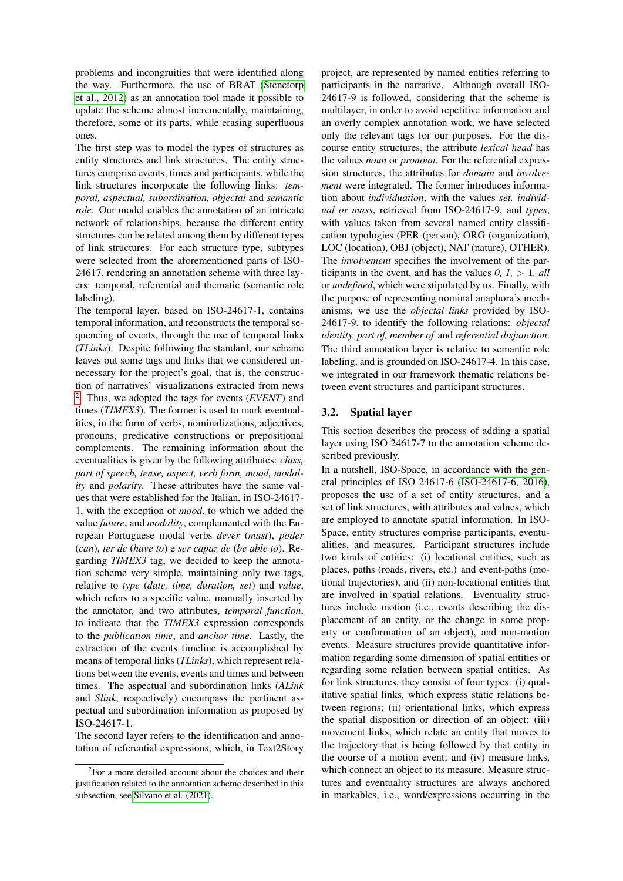problems and incongruities that were identified along the way. Furthermore, the use of BRAT (Stenetorp et al., 2012) as an annotation tool made it possible to update the scheme almost incrementally, maintaining, therefore, some of its parts, while erasing superfluous ones.

The first step was to model the types of structures as entity structures and link structures. The entity structures comprise events, times and participants, while the link structures incorporate the following links: *temporal, aspectual, subordination, objectal* and *semantic role*. Our model enables the annotation of an intricate network of relationships, because the different entity structures can be related among them by different types of link structures. For each structure type, subtypes were selected from the aforementioned parts of ISO-24617, rendering an annotation scheme with three layers: temporal, referential and thematic (semantic role labeling).

The temporal layer, based on ISO-24617-1, contains temporal information, and reconstructs the temporal sequencing of events, through the use of temporal links (*TLinks*). Despite following the standard, our scheme leaves out some tags and links that we considered unnecessary for the project's goal, that is, the construction of narratives' visualizations extracted from news [2]. Thus, we adopted the tags for events (*EVENT*) and times (*TIMEX3*). The former is used to mark eventualities, in the form of verbs, nominalizations, adjectives, pronouns, predicative constructions or prepositional complements. The remaining information about the eventualities is given by the following attributes: *class, part of speech, tense, aspect, verb form, mood, modality* and *polarity*. These attributes have the same values that were established for the Italian, in ISO-24617-1, with the exception of *mood*, to which we added the value *future*, and *modality*, complemented with the European Portuguese modal verbs *dever* (*must*), *poder* (*can*), *ter de* (*have to*) e *ser capaz de* (*be able to*). Regarding *TIMEX3* tag, we decided to keep the annotation scheme very simple, maintaining only two tags, relative to *type* (*date, time, duration, set*) and *value*, which refers to a specific value, manually inserted by the annotator, and two attributes, *temporal function*, to indicate that the *TIMEX3* expression corresponds to the *publication time*, and *anchor time*. Lastly, the extraction of the events timeline is accomplished by means of temporal links (*TLinks*), which represent relations between the events, events and times and between times. The aspectual and subordination links (*ALink* and *Slink*, respectively) encompass the pertinent aspectual and subordination information as proposed by ISO-24617-1.

The second layer refers to the identification and annotation of referential expressions, which, in Text2Story project, are represented by named entities referring to participants in the narrative. Although overall ISO-24617-9 is followed, considering that the scheme is multilayer, in order to avoid repetitive information and an overly complex annotation work, we have selected only the relevant tags for our purposes. For the discourse entity structures, the attribute *lexical head* has the values *noun* or *pronoun*. For the referential expression structures, the attributes for *domain* and *involvement* were integrated. The former introduces information about *individuation*, with the values *set, individual or mass*, retrieved from ISO-24617-9, and *types*, with values taken from several named entity classification typologies (PER (person), ORG (organization), LOC (location), OBJ (object), NAT (nature), OTHER). The *involvement* specifies the involvement of the participants in the event, and has the values *0, 1,* $> 1$, *all* or *undefined*, which were stipulated by us. Finally, with the purpose of representing nominal anaphora's mechanisms, we use the *objectal links* provided by ISO-24617-9, to identify the following relations: *objectal identity, part of, member of* and *referential disjunction*.

The third annotation layer is relative to semantic role labeling, and is grounded on ISO-24617-4. In this case, we integrated in our framework thematic relations between event structures and participant structures.

### 3.2. Spatial layer

This section describes the process of adding a spatial layer using ISO 24617-7 to the annotation scheme described previously.

In a nutshell, ISO-Space, in accordance with the general principles of ISO 24617-6 (ISO-24617-6, 2016), proposes the use of a set of entity structures, and a set of link structures, with attributes and values, which are employed to annotate spatial information. In ISO-Space, entity structures comprise participants, eventualities, and measures. Participant structures include two kinds of entities: (i) locational entities, such as places, paths (roads, rivers, etc.) and event-paths (motional trajectories), and (ii) non-locational entities that are involved in spatial relations. Eventuality structures include motion (i.e., events describing the displacement of an entity, or the change in some property or conformation of an object), and non-motion events. Measure structures provide quantitative information regarding some dimension of spatial entities or regarding some relation between spatial entities. As for link structures, they consist of four types: (i) qualitative spatial links, which express static relations between regions; (ii) orientational links, which express the spatial disposition or direction of an object; (iii) movement links, which relate an entity that moves to the trajectory that is being followed by that entity in the course of a motion event; and (iv) measure links, which connect an object to its measure. Measure structures and eventuality structures are always anchored in markables, i.e., word/expressions occurring in the

[2] For a more detailed account about the choices and their justification related to the annotation scheme described in this subsection, see Silvano et al. (2021).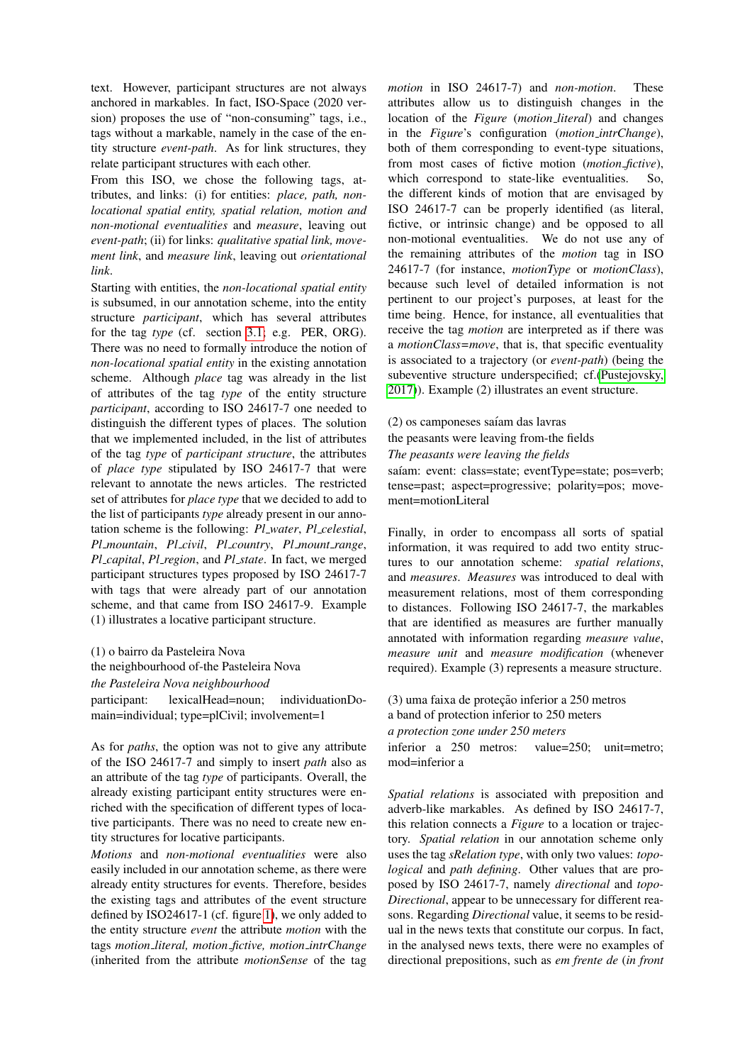text. However, participant structures are not always anchored in markables. In fact, ISO-Space (2020 version) proposes the use of "non-consuming" tags, i.e., tags without a markable, namely in the case of the entity structure *event-path*. As for link structures, they relate participant structures with each other.

From this ISO, we chose the following tags, attributes, and links: (i) for entities: *place, path, non-locational spatial entity, spatial relation, motion and non-motional eventualities* and *measure*, leaving out *event-path*; (ii) for links: *qualitative spatial link, movement link*, and *measure link*, leaving out *orientational link*.

Starting with entities, the *non-locational spatial entity* is subsumed, in our annotation scheme, into the entity structure *participant*, which has several attributes for the tag *type* (cf. section 3.1; e.g. PER, ORG). There was no need to formally introduce the notion of *non-locational spatial entity* in the existing annotation scheme. Although *place* tag was already in the list of attributes of the tag *type* of the entity structure *participant*, according to ISO 24617-7 one needed to distinguish the different types of places. The solution that we implemented included, in the list of attributes of the tag *type* of *participant structure*, the attributes of *place type* stipulated by ISO 24617-7 that were relevant to annotate the news articles. The restricted set of attributes for *place type* that we decided to add to the list of participants *type* already present in our annotation scheme is the following: *Pl_water*, *Pl_celestial*, *Pl_mountain*, *Pl_civil*, *Pl_country*, *Pl_mount_range*, *Pl_capital*, *Pl_region*, and *Pl_state*. In fact, we merged participant structures types proposed by ISO 24617-7 with tags that were already part of our annotation scheme, and that came from ISO 24617-9. Example (1) illustrates a locative participant structure.

(1) o bairro da Pasteleira Nova
the neighbourhood of-the Pasteleira Nova
*the Pasteleira Nova neighbourhood*
participant: lexicalHead=noun; individuationDomain=individual; type=plCivil; involvement=1

As for *paths*, the option was not to give any attribute of the ISO 24617-7 and simply to insert *path* also as an attribute of the tag *type* of participants. Overall, the already existing participant entity structures were enriched with the specification of different types of locative participants. There was no need to create new entity structures for locative participants.

*Motions* and *non-motional eventualities* were also easily included in our annotation scheme, as there were already entity structures for events. Therefore, besides the existing tags and attributes of the event structure defined by ISO24617-1 (cf. figure 1), we only added to the entity structure *event* the attribute *motion* with the tags *motion_literal, motion_fictive, motion_intrChange* (inherited from the attribute *motionSense* of the tag *motion* in ISO 24617-7) and *non-motion*. These attributes allow us to distinguish changes in the location of the *Figure* (*motion_literal*) and changes in the *Figure*'s configuration (*motion_intrChange*), both of them corresponding to event-type situations, from most cases of fictive motion (*motion_fictive*), which correspond to state-like eventualities. So, the different kinds of motion that are envisaged by ISO 24617-7 can be properly identified (as literal, fictive, or intrinsic change) and be opposed to all non-motional eventualities. We do not use any of the remaining attributes of the *motion* tag in ISO 24617-7 (for instance, *motionType* or *motionClass*), because such level of detailed information is not pertinent to our project's purposes, at least for the time being. Hence, for instance, all eventualities that receive the tag *motion* are interpreted as if there was a *motionClass=move*, that is, that specific eventuality is associated to a trajectory (or *event-path*) (being the subeventive structure underspecified; cf.(Pustejovsky, 2017)). Example (2) illustrates an event structure.

(2) os camponeses saíam das lavras
the peasants were leaving from-the fields
*The peasants were leaving the fields*
saíam: event: class=state; eventType=state; pos=verb; tense=past; aspect=progressive; polarity=pos; movement=motionLiteral

Finally, in order to encompass all sorts of spatial information, it was required to add two entity structures to our annotation scheme: *spatial relations*, and *measures*. *Measures* was introduced to deal with measurement relations, most of them corresponding to distances. Following ISO 24617-7, the markables that are identified as measures are further manually annotated with information regarding *measure value*, *measure unit* and *measure modification* (whenever required). Example (3) represents a measure structure.

(3) uma faixa de proteção inferior a 250 metros
a band of protection inferior to 250 meters
*a protection zone under 250 meters*
inferior a 250 metros: value=250; unit=metro; mod=inferior a

*Spatial relations* is associated with preposition and adverb-like markables. As defined by ISO 24617-7, this relation connects a *Figure* to a location or trajectory. *Spatial relation* in our annotation scheme only uses the tag *sRelation type*, with only two values: *topological* and *path defining*. Other values that are proposed by ISO 24617-7, namely *directional* and *topoDirectional*, appear to be unnecessary for different reasons. Regarding *Directional* value, it seems to be residual in the news texts that constitute our corpus. In fact, in the analysed news texts, there were no examples of directional prepositions, such as *em frente de* (*in front*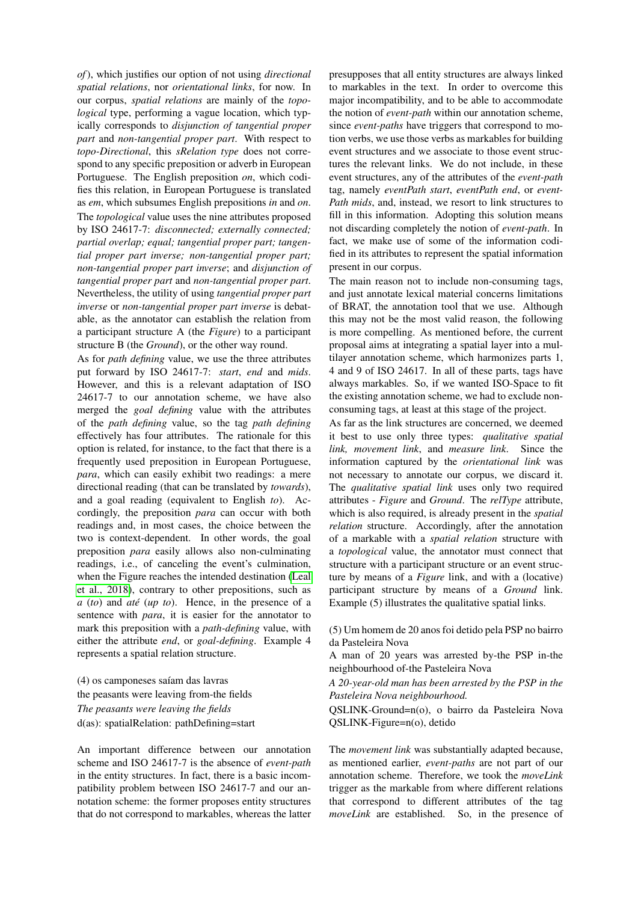*of*), which justifies our option of not using *directional spatial relations*, nor *orientational links*, for now. In our corpus, *spatial relations* are mainly of the *topological* type, performing a vague location, which typically corresponds to *disjunction of tangential proper part* and *non-tangential proper part*. With respect to *topo-Directional*, this *sRelation type* does not correspond to any specific preposition or adverb in European Portuguese. The English preposition *on*, which codifies this relation, in European Portuguese is translated as *em*, which subsumes English prepositions *in* and *on*.
The *topological* value uses the nine attributes proposed by ISO 24617-7: *disconnected; externally connected; partial overlap; equal; tangential proper part; tangential proper part inverse; non-tangential proper part; non-tangential proper part inverse*; and *disjunction of tangential proper part* and *non-tangential proper part*. Nevertheless, the utility of using *tangential proper part inverse* or *non-tangential proper part inverse* is debatable, as the annotator can establish the relation from a participant structure A (the *Figure*) to a participant structure B (the *Ground*), or the other way round.
As for *path defining* value, we use the three attributes put forward by ISO 24617-7: *start*, *end* and *mids*. However, and this is a relevant adaptation of ISO 24617-7 to our annotation scheme, we have also merged the *goal defining* value with the attributes of the *path defining* value, so the tag *path defining* effectively has four attributes. The rationale for this option is related, for instance, to the fact that there is a frequently used preposition in European Portuguese, *para*, which can easily exhibit two readings: a mere directional reading (that can be translated by *towards*), and a goal reading (equivalent to English *to*). Accordingly, the preposition *para* can occur with both readings and, in most cases, the choice between the two is context-dependent. In other words, the goal preposition *para* easily allows also non-culminating readings, i.e., of canceling the event's culmination, when the Figure reaches the intended destination (Leal et al., 2018), contrary to other prepositions, such as *a* (*to*) and *até* (*up to*). Hence, in the presence of a sentence with *para*, it is easier for the annotator to mark this preposition with a *path-defining* value, with either the attribute *end*, or *goal-defining*. Example 4 represents a spatial relation structure.

(4) os camponeses saíam das lavras
the peasants were leaving from-the fields
*The peasants were leaving the fields*
d(as): spatialRelation: pathDefining=start

An important difference between our annotation scheme and ISO 24617-7 is the absence of *event-path* in the entity structures. In fact, there is a basic incompatibility problem between ISO 24617-7 and our annotation scheme: the former proposes entity structures that do not correspond to markables, whereas the latter presupposes that all entity structures are always linked to markables in the text. In order to overcome this major incompatibility, and to be able to accommodate the notion of *event-path* within our annotation scheme, since *event-paths* have triggers that correspond to motion verbs, we use those verbs as markables for building event structures and we associate to those event structures the relevant links. We do not include, in these event structures, any of the attributes of the *event-path* tag, namely *eventPath start*, *eventPath end*, or *eventPath mids*, and, instead, we resort to link structures to fill in this information. Adopting this solution means not discarding completely the notion of *event-path*. In fact, we make use of some of the information codified in its attributes to represent the spatial information present in our corpus.
The main reason not to include non-consuming tags, and just annotate lexical material concerns limitations of BRAT, the annotation tool that we use. Although this may not be the most valid reason, the following is more compelling. As mentioned before, the current proposal aims at integrating a spatial layer into a multilayer annotation scheme, which harmonizes parts 1, 4 and 9 of ISO 24617. In all of these parts, tags have always markables. So, if we wanted ISO-Space to fit the existing annotation scheme, we had to exclude non-consuming tags, at least at this stage of the project.
As far as the link structures are concerned, we deemed it best to use only three types: *qualitative spatial link, movement link*, and *measure link*. Since the information captured by the *orientational link* was not necessary to annotate our corpus, we discard it. The *qualitative spatial link* uses only two required attributes - *Figure* and *Ground*. The *relType* attribute, which is also required, is already present in the *spatial relation* structure. Accordingly, after the annotation of a markable with a *spatial relation* structure with a *topological* value, the annotator must connect that structure with a participant structure or an event structure by means of a *Figure* link, and with a (locative) participant structure by means of a *Ground* link. Example (5) illustrates the qualitative spatial links.

(5) Um homem de 20 anos foi detido pela PSP no bairro da Pasteleira Nova
A man of 20 years was arrested by-the PSP in-the neighbourhood of-the Pasteleira Nova
*A 20-year-old man has been arrested by the PSP in the Pasteleira Nova neighbourhood.*
QSLINK-Ground=n(o), o bairro da Pasteleira Nova
QSLINK-Figure=n(o), detido

The *movement link* was substantially adapted because, as mentioned earlier, *event-paths* are not part of our annotation scheme. Therefore, we took the *moveLink* trigger as the markable from where different relations that correspond to different attributes of the tag *moveLink* are established. So, in the presence of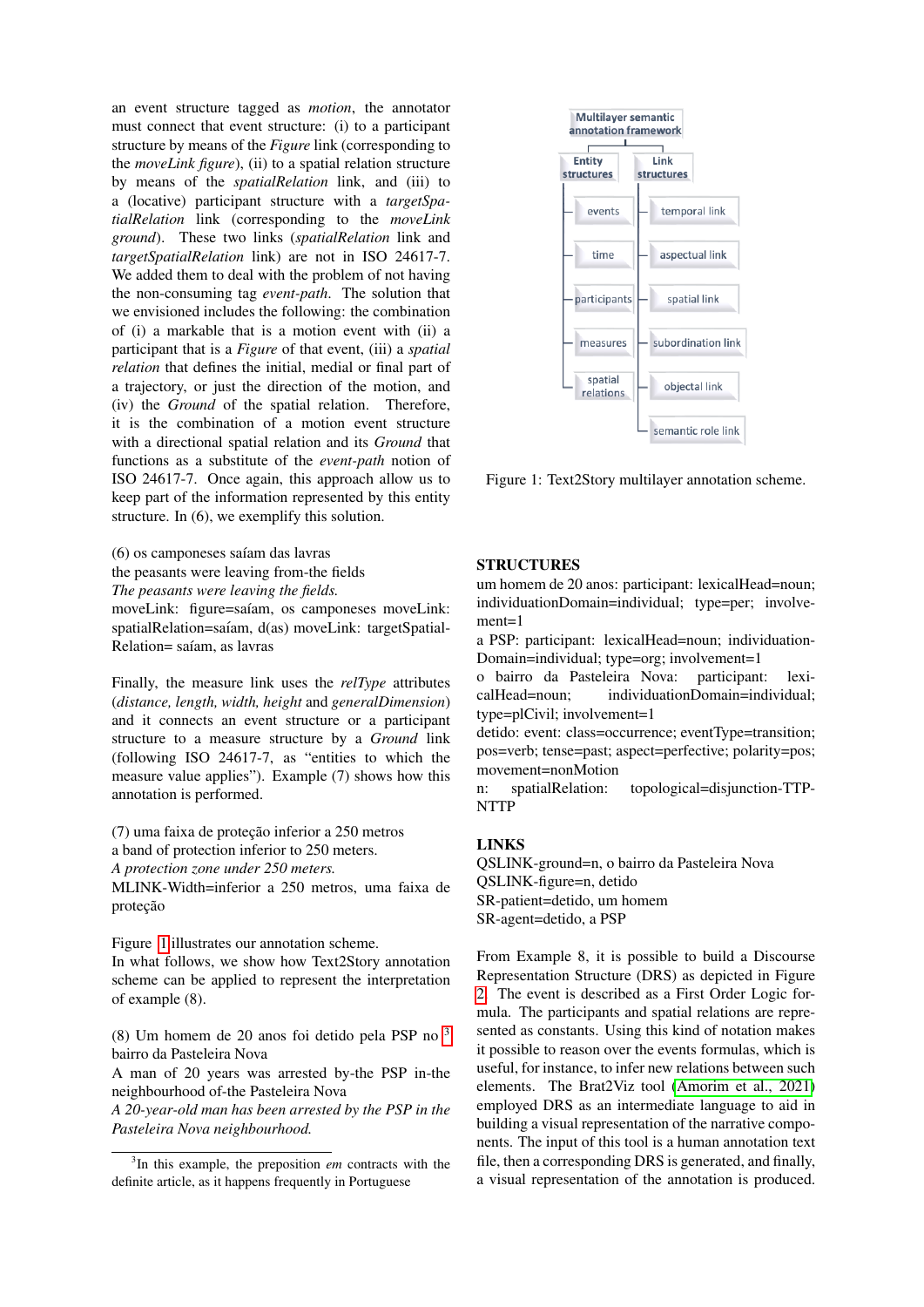an event structure tagged as *motion*, the annotator must connect that event structure: (i) to a participant structure by means of the *Figure* link (corresponding to the *moveLink figure*), (ii) to a spatial relation structure by means of the *spatialRelation* link, and (iii) to a (locative) participant structure with a *targetSpatialRelation* link (corresponding to the *moveLink ground*). These two links (*spatialRelation* link and *targetSpatialRelation* link) are not in ISO 24617-7. We added them to deal with the problem of not having the non-consuming tag *event-path*. The solution that we envisioned includes the following: the combination of (i) a markable that is a motion event with (ii) a participant that is a *Figure* of that event, (iii) a *spatial relation* that defines the initial, medial or final part of a trajectory, or just the direction of the motion, and (iv) the *Ground* of the spatial relation. Therefore, it is the combination of a motion event structure with a directional spatial relation and its *Ground* that functions as a substitute of the *event-path* notion of ISO 24617-7. Once again, this approach allow us to keep part of the information represented by this entity structure. In (6), we exemplify this solution.

(6) os camponeses saíam das lavras
the peasants were leaving from-the fields
*The peasants were leaving the fields.*
moveLink: figure=saíam, os camponeses moveLink: spatialRelation=saíam, d(as) moveLink: targetSpatialRelation= saíam, as lavras

Finally, the measure link uses the *relType* attributes (*distance, length, width, height* and *generalDimension*) and it connects an event structure or a participant structure to a measure structure by a *Ground* link (following ISO 24617-7, as "entities to which the measure value applies"). Example (7) shows how this annotation is performed.

(7) uma faixa de proteção inferior a 250 metros
a band of protection inferior to 250 meters.
*A protection zone under 250 meters.*
MLINK-Width=inferior a 250 metros, uma faixa de proteção

Figure 1 illustrates our annotation scheme.
In what follows, we show how Text2Story annotation scheme can be applied to represent the interpretation of example (8).

(8) Um homem de 20 anos foi detido pela PSP no [3] bairro da Pasteleira Nova
A man of 20 years was arrested by-the PSP in-the neighbourhood of-the Pasteleira Nova
*A 20-year-old man has been arrested by the PSP in the Pasteleira Nova neighbourhood.*

[3] In this example, the preposition *em* contracts with the definite article, as it happens frequently in Portuguese

Figure 1: Text2Story multilayer annotation scheme.

**STRUCTURES**
um homem de 20 anos: participant: lexicalHead=noun; individuationDomain=individual; type=per; involvement=1
a PSP: participant: lexicalHead=noun; individuationDomain=individual; type=org; involvement=1
o bairro da Pasteleira Nova: participant: lexicalHead=noun; individuationDomain=individual; type=plCivil; involvement=1
detido: event: class=occurrence; eventType=transition; pos=verb; tense=past; aspect=perfective; polarity=pos; movement=nonMotion
n: spatialRelation: topological=disjunction-TTP-NTTP

**LINKS**
QSLINK-ground=n, o bairro da Pasteleira Nova
QSLINK-figure=n, detido
SR-patient=detido, um homem
SR-agent=detido, a PSP

From Example 8, it is possible to build a Discourse Representation Structure (DRS) as depicted in Figure 2. The event is described as a First Order Logic formula. The participants and spatial relations are represented as constants. Using this kind of notation makes it possible to reason over the events formulas, which is useful, for instance, to infer new relations between such elements. The Brat2Viz tool (Amorim et al., 2021) employed DRS as an intermediate language to aid in building a visual representation of the narrative components. The input of this tool is a human annotation text file, then a corresponding DRS is generated, and finally, a visual representation of the annotation is produced.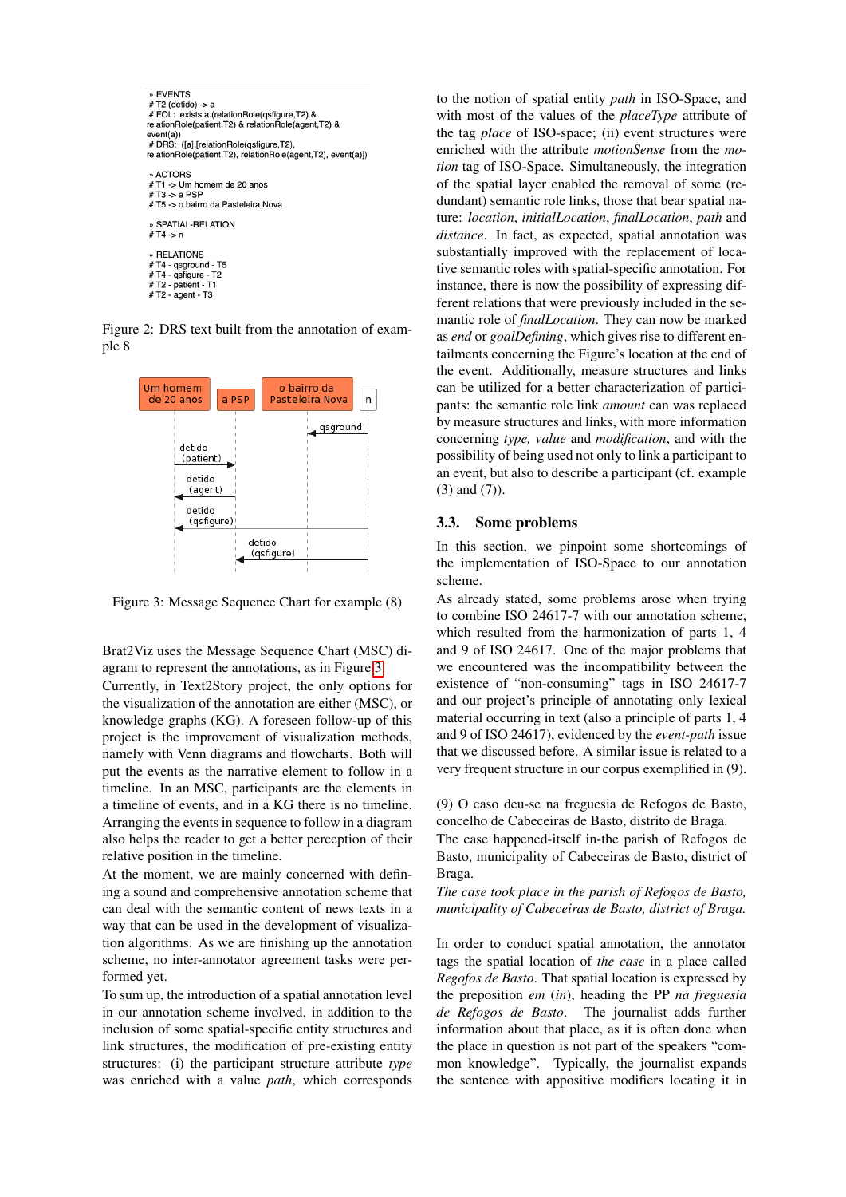```
» EVENTS
# T2 (detido) -> a
# FOL: exists a.(relationRole(qsfigure,T2) &
relationRole(patient,T2) & relationRole(agent,T2) &
event(a))
# DRS: ([a],[relationRole(qsfigure,T2),
relationRole(patient,T2), relationRole(agent,T2), event(a)])

» ACTORS
# T1 -> Um homem de 20 anos
# T3 -> a PSP
# T5 -> o bairro da Pasteleira Nova

» SPATIAL-RELATION
# T4 -> n

» RELATIONS
# T4 - qsground - T5
# T4 - qsfigure - T2
# T2 - patient - T1
# T2 - agent - T3
```

Figure 2: DRS text built from the annotation of example 8

Figure 3: Message Sequence Chart for example (8)

Brat2Viz uses the Message Sequence Chart (MSC) diagram to represent the annotations, as in Figure 3.

Currently, in Text2Story project, the only options for the visualization of the annotation are either (MSC), or knowledge graphs (KG). A foreseen follow-up of this project is the improvement of visualization methods, namely with Venn diagrams and flowcharts. Both will put the events as the narrative element to follow in a timeline. In an MSC, participants are the elements in a timeline of events, and in a KG there is no timeline. Arranging the events in sequence to follow in a diagram also helps the reader to get a better perception of their relative position in the timeline.

At the moment, we are mainly concerned with defining a sound and comprehensive annotation scheme that can deal with the semantic content of news texts in a way that can be used in the development of visualization algorithms. As we are finishing up the annotation scheme, no inter-annotator agreement tasks were performed yet.

To sum up, the introduction of a spatial annotation level in our annotation scheme involved, in addition to the inclusion of some spatial-specific entity structures and link structures, the modification of pre-existing entity structures: (i) the participant structure attribute *type* was enriched with a value *path*, which corresponds to the notion of spatial entity *path* in ISO-Space, and with most of the values of the *placeType* attribute of the tag *place* of ISO-space; (ii) event structures were enriched with the attribute *motionSense* from the *motion* tag of ISO-Space. Simultaneously, the integration of the spatial layer enabled the removal of some (redundant) semantic role links, those that bear spatial nature: *location*, *initialLocation*, *finalLocation*, *path* and *distance*. In fact, as expected, spatial annotation was substantially improved with the replacement of locative semantic roles with spatial-specific annotation. For instance, there is now the possibility of expressing different relations that were previously included in the semantic role of *finalLocation*. They can now be marked as *end* or *goalDefining*, which gives rise to different entailments concerning the Figure's location at the end of the event. Additionally, measure structures and links can be utilized for a better characterization of participants: the semantic role link *amount* can was replaced by measure structures and links, with more information concerning *type, value* and *modification*, and with the possibility of being used not only to link a participant to an event, but also to describe a participant (cf. example (3) and (7)).

## 3.3. Some problems

In this section, we pinpoint some shortcomings of the implementation of ISO-Space to our annotation scheme.

As already stated, some problems arose when trying to combine ISO 24617-7 with our annotation scheme, which resulted from the harmonization of parts 1, 4 and 9 of ISO 24617. One of the major problems that we encountered was the incompatibility between the existence of "non-consuming" tags in ISO 24617-7 and our project's principle of annotating only lexical material occurring in text (also a principle of parts 1, 4 and 9 of ISO 24617), evidenced by the *event-path* issue that we discussed before. A similar issue is related to a very frequent structure in our corpus exemplified in (9).

(9) O caso deu-se na freguesia de Refogos de Basto, concelho de Cabeceiras de Basto, distrito de Braga.
The case happened-itself in-the parish of Refogos de Basto, municipality of Cabeceiras de Basto, district of Braga.
*The case took place in the parish of Refogos de Basto, municipality of Cabeceiras de Basto, district of Braga.*

In order to conduct spatial annotation, the annotator tags the spatial location of *the case* in a place called *Regofos de Basto*. That spatial location is expressed by the preposition *em* (*in*), heading the PP *na freguesia de Refogos de Basto*. The journalist adds further information about that place, as it is often done when the place in question is not part of the speakers "common knowledge". Typically, the journalist expands the sentence with appositive modifiers locating it in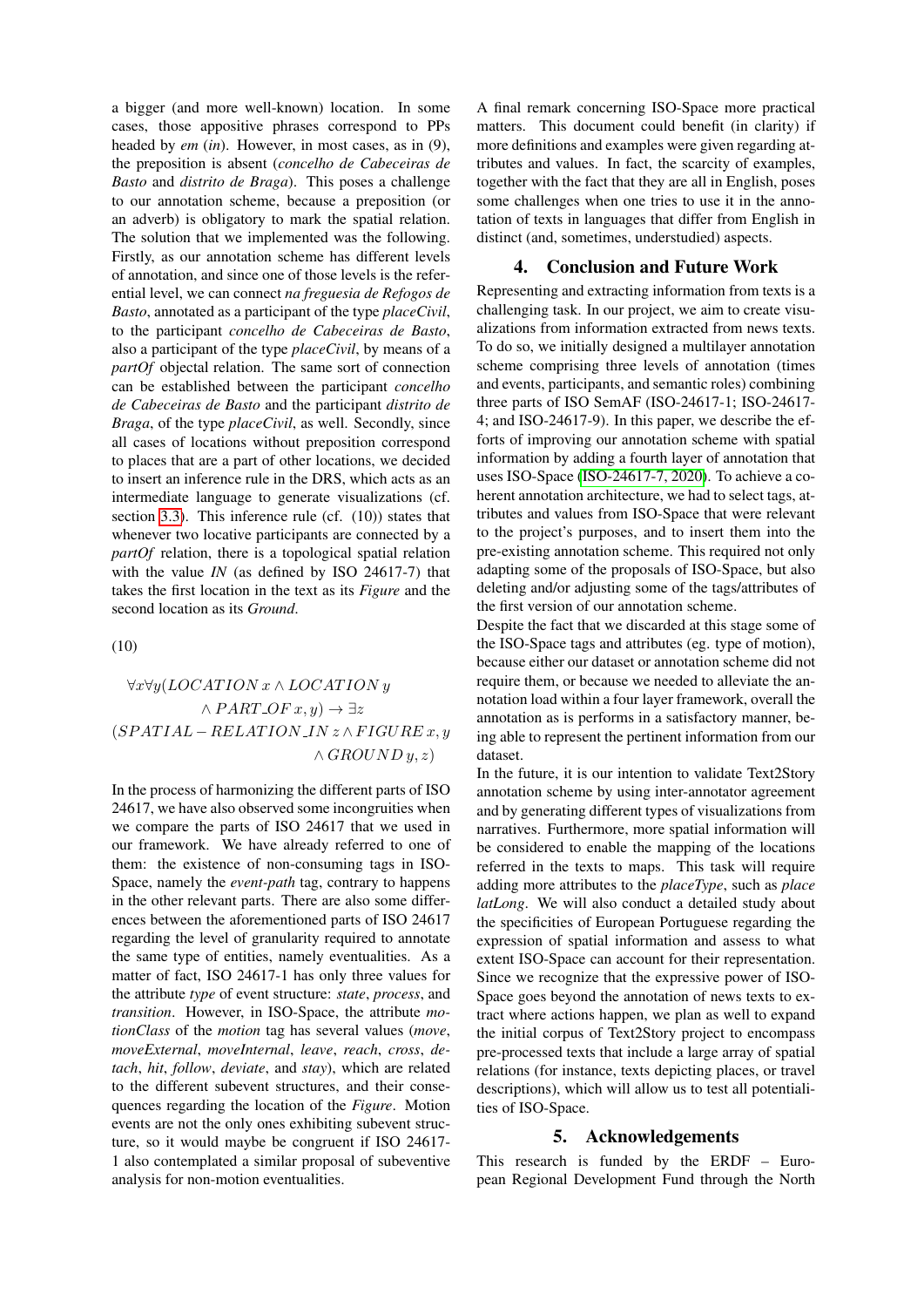a bigger (and more well-known) location. In some cases, those appositive phrases correspond to PPs headed by *em* (*in*). However, in most cases, as in (9), the preposition is absent (*concelho de Cabeceiras de Basto* and *distrito de Braga*). This poses a challenge to our annotation scheme, because a preposition (or an adverb) is obligatory to mark the spatial relation. The solution that we implemented was the following. Firstly, as our annotation scheme has different levels of annotation, and since one of those levels is the referential level, we can connect *na freguesia de Refogos de Basto*, annotated as a participant of the type *placeCivil*, to the participant *concelho de Cabeceiras de Basto*, also a participant of the type *placeCivil*, by means of a *partOf* objectal relation. The same sort of connection can be established between the participant *concelho de Cabeceiras de Basto* and the participant *distrito de Braga*, of the type *placeCivil*, as well. Secondly, since all cases of locations without preposition correspond to places that are a part of other locations, we decided to insert an inference rule in the DRS, which acts as an intermediate language to generate visualizations (cf. section 3.3). This inference rule (cf. (10)) states that whenever two locative participants are connected by a *partOf* relation, there is a topological spatial relation with the value *IN* (as defined by ISO 24617-7) that takes the first location in the text as its *Figure* and the second location as its *Ground*.

(10)

$$
\begin{gathered}
\forall x \forall y (LOCATION\, x \wedge LOCATION\, y \\
\wedge\, PART\_OF\, x, y) \rightarrow \exists z \\
(SPATIAL-RELATION\_IN\, z \wedge FIGURE\, x, y \\
\wedge\, GROUND\, y, z)
\end{gathered}
$$

In the process of harmonizing the different parts of ISO 24617, we have also observed some incongruities when we compare the parts of ISO 24617 that we used in our framework. We have already referred to one of them: the existence of non-consuming tags in ISO-Space, namely the *event-path* tag, contrary to happens in the other relevant parts. There are also some differences between the aforementioned parts of ISO 24617 regarding the level of granularity required to annotate the same type of entities, namely eventualities. As a matter of fact, ISO 24617-1 has only three values for the attribute *type* of event structure: *state*, *process*, and *transition*. However, in ISO-Space, the attribute *motionClass* of the *motion* tag has several values (*move*, *moveExternal*, *moveInternal*, *leave*, *reach*, *cross*, *detach*, *hit*, *follow*, *deviate*, and *stay*), which are related to the different subevent structures, and their consequences regarding the location of the *Figure*. Motion events are not the only ones exhibiting subevent structure, so it would maybe be congruent if ISO 24617-1 also contemplated a similar proposal of subeventive analysis for non-motion eventualities.

A final remark concerning ISO-Space more practical matters. This document could benefit (in clarity) if more definitions and examples were given regarding attributes and values. In fact, the scarcity of examples, together with the fact that they are all in English, poses some challenges when one tries to use it in the annotation of texts in languages that differ from English in distinct (and, sometimes, understudied) aspects.

## 4. Conclusion and Future Work

Representing and extracting information from texts is a challenging task. In our project, we aim to create visualizations from information extracted from news texts. To do so, we initially designed a multilayer annotation scheme comprising three levels of annotation (times and events, participants, and semantic roles) combining three parts of ISO SemAF (ISO-24617-1; ISO-24617-4; and ISO-24617-9). In this paper, we describe the efforts of improving our annotation scheme with spatial information by adding a fourth layer of annotation that uses ISO-Space (ISO-24617-7, 2020). To achieve a coherent annotation architecture, we had to select tags, attributes and values from ISO-Space that were relevant to the project's purposes, and to insert them into the pre-existing annotation scheme. This required not only adapting some of the proposals of ISO-Space, but also deleting and/or adjusting some of the tags/attributes of the first version of our annotation scheme.

Despite the fact that we discarded at this stage some of the ISO-Space tags and attributes (eg. type of motion), because either our dataset or annotation scheme did not require them, or because we needed to alleviate the annotation load within a four layer framework, overall the annotation as is performs in a satisfactory manner, being able to represent the pertinent information from our dataset.

In the future, it is our intention to validate Text2Story annotation scheme by using inter-annotator agreement and by generating different types of visualizations from narratives. Furthermore, more spatial information will be considered to enable the mapping of the locations referred in the texts to maps. This task will require adding more attributes to the *placeType*, such as *place latLong*. We will also conduct a detailed study about the specificities of European Portuguese regarding the expression of spatial information and assess to what extent ISO-Space can account for their representation. Since we recognize that the expressive power of ISO-Space goes beyond the annotation of news texts to extract where actions happen, we plan as well to expand the initial corpus of Text2Story project to encompass pre-processed texts that include a large array of spatial relations (for instance, texts depicting places, or travel descriptions), which will allow us to test all potentialities of ISO-Space.

## 5. Acknowledgements

This research is funded by the ERDF – European Regional Development Fund through the North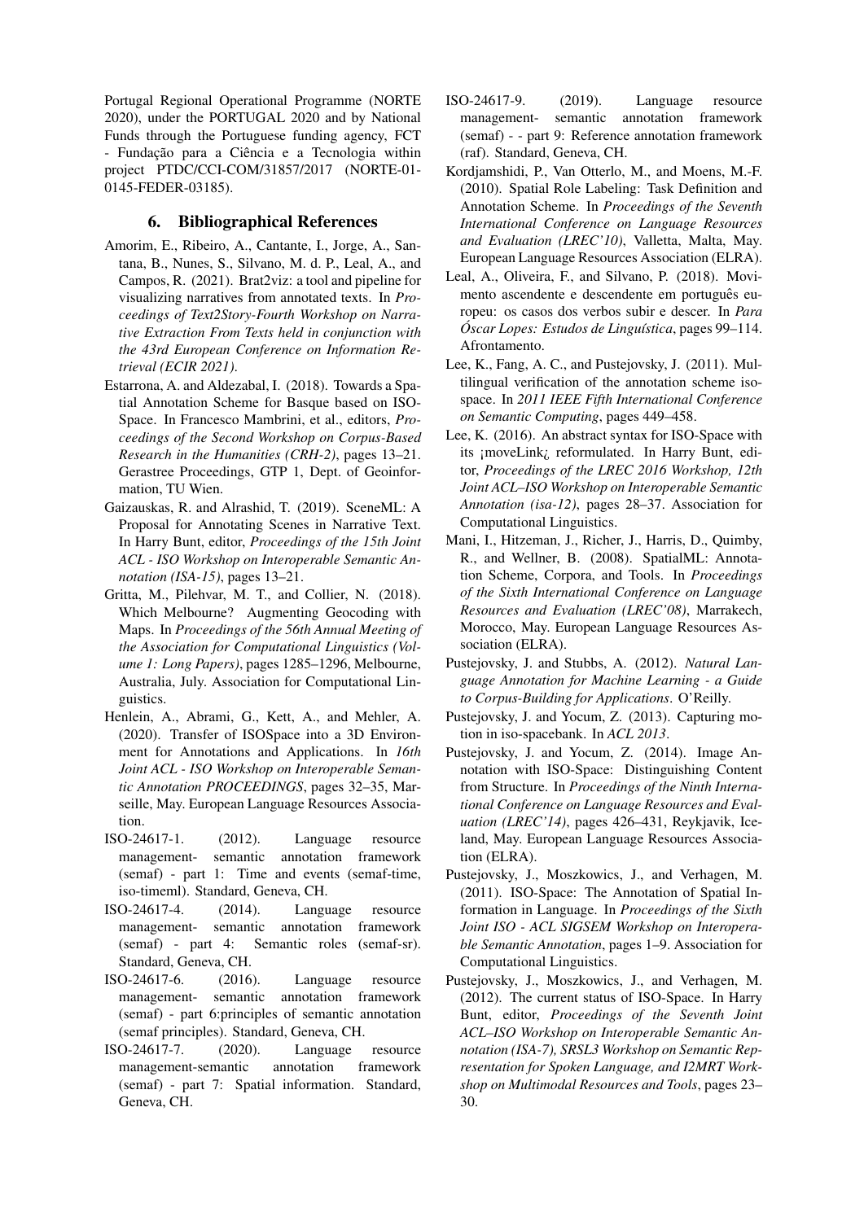Portugal Regional Operational Programme (NORTE 2020), under the PORTUGAL 2020 and by National Funds through the Portuguese funding agency, FCT - Fundação para a Ciência e a Tecnologia within project PTDC/CCI-COM/31857/2017 (NORTE-01-0145-FEDER-03185).

## 6. Bibliographical References

Amorim, E., Ribeiro, A., Cantante, I., Jorge, A., Santana, B., Nunes, S., Silvano, M. d. P., Leal, A., and Campos, R. (2021). Brat2viz: a tool and pipeline for visualizing narratives from annotated texts. In *Proceedings of Text2Story-Fourth Workshop on Narrative Extraction From Texts held in conjunction with the 43rd European Conference on Information Retrieval (ECIR 2021)*.

Estarrona, A. and Aldezabal, I. (2018). Towards a Spatial Annotation Scheme for Basque based on ISO-Space. In Francesco Mambrini, et al., editors, *Proceedings of the Second Workshop on Corpus-Based Research in the Humanities (CRH-2)*, pages 13–21. Gerastree Proceedings, GTP 1, Dept. of Geoinformation, TU Wien.

Gaizauskas, R. and Alrashid, T. (2019). SceneML: A Proposal for Annotating Scenes in Narrative Text. In Harry Bunt, editor, *Proceedings of the 15th Joint ACL - ISO Workshop on Interoperable Semantic Annotation (ISA-15)*, pages 13–21.

Gritta, M., Pilehvar, M. T., and Collier, N. (2018). Which Melbourne? Augmenting Geocoding with Maps. In *Proceedings of the 56th Annual Meeting of the Association for Computational Linguistics (Volume 1: Long Papers)*, pages 1285–1296, Melbourne, Australia, July. Association for Computational Linguistics.

Henlein, A., Abrami, G., Kett, A., and Mehler, A. (2020). Transfer of ISOSpace into a 3D Environment for Annotations and Applications. In *16th Joint ACL - ISO Workshop on Interoperable Semantic Annotation PROCEEDINGS*, pages 32–35, Marseille, May. European Language Resources Association.

ISO-24617-1. (2012). Language resource management- semantic annotation framework (semaf) - part 1: Time and events (semaf-time, iso-timeml). Standard, Geneva, CH.

ISO-24617-4. (2014). Language resource management- semantic annotation framework (semaf) - part 4: Semantic roles (semaf-sr). Standard, Geneva, CH.

ISO-24617-6. (2016). Language resource management- semantic annotation framework (semaf) - part 6:principles of semantic annotation (semaf principles). Standard, Geneva, CH.

ISO-24617-7. (2020). Language resource management-semantic annotation framework (semaf) - part 7: Spatial information. Standard, Geneva, CH.

ISO-24617-9. (2019). Language resource management- semantic annotation framework (semaf) - - part 9: Reference annotation framework (raf). Standard, Geneva, CH.

Kordjamshidi, P., Van Otterlo, M., and Moens, M.-F. (2010). Spatial Role Labeling: Task Definition and Annotation Scheme. In *Proceedings of the Seventh International Conference on Language Resources and Evaluation (LREC'10)*, Valletta, Malta, May. European Language Resources Association (ELRA).

Leal, A., Oliveira, F., and Silvano, P. (2018). Movimento ascendente e descendente em português europeu: os casos dos verbos subir e descer. In *Para Óscar Lopes: Estudos de Linguística*, pages 99–114. Afrontamento.

Lee, K., Fang, A. C., and Pustejovsky, J. (2011). Multilingual verification of the annotation scheme isospace. In *2011 IEEE Fifth International Conference on Semantic Computing*, pages 449–458.

Lee, K. (2016). An abstract syntax for ISO-Space with its ¡moveLink¿ reformulated. In Harry Bunt, editor, *Proceedings of the LREC 2016 Workshop, 12th Joint ACL–ISO Workshop on Interoperable Semantic Annotation (isa-12)*, pages 28–37. Association for Computational Linguistics.

Mani, I., Hitzeman, J., Richer, J., Harris, D., Quimby, R., and Wellner, B. (2008). SpatialML: Annotation Scheme, Corpora, and Tools. In *Proceedings of the Sixth International Conference on Language Resources and Evaluation (LREC'08)*, Marrakech, Morocco, May. European Language Resources Association (ELRA).

Pustejovsky, J. and Stubbs, A. (2012). *Natural Language Annotation for Machine Learning - a Guide to Corpus-Building for Applications*. O'Reilly.

Pustejovsky, J. and Yocum, Z. (2013). Capturing motion in iso-spacebank. In *ACL 2013*.

Pustejovsky, J. and Yocum, Z. (2014). Image Annotation with ISO-Space: Distinguishing Content from Structure. In *Proceedings of the Ninth International Conference on Language Resources and Evaluation (LREC'14)*, pages 426–431, Reykjavik, Iceland, May. European Language Resources Association (ELRA).

Pustejovsky, J., Moszkowics, J., and Verhagen, M. (2011). ISO-Space: The Annotation of Spatial Information in Language. In *Proceedings of the Sixth Joint ISO - ACL SIGSEM Workshop on Interoperable Semantic Annotation*, pages 1–9. Association for Computational Linguistics.

Pustejovsky, J., Moszkowics, J., and Verhagen, M. (2012). The current status of ISO-Space. In Harry Bunt, editor, *Proceedings of the Seventh Joint ACL–ISO Workshop on Interoperable Semantic Annotation (ISA-7), SRSL3 Workshop on Semantic Representation for Spoken Language, and I2MRT Workshop on Multimodal Resources and Tools*, pages 23–30.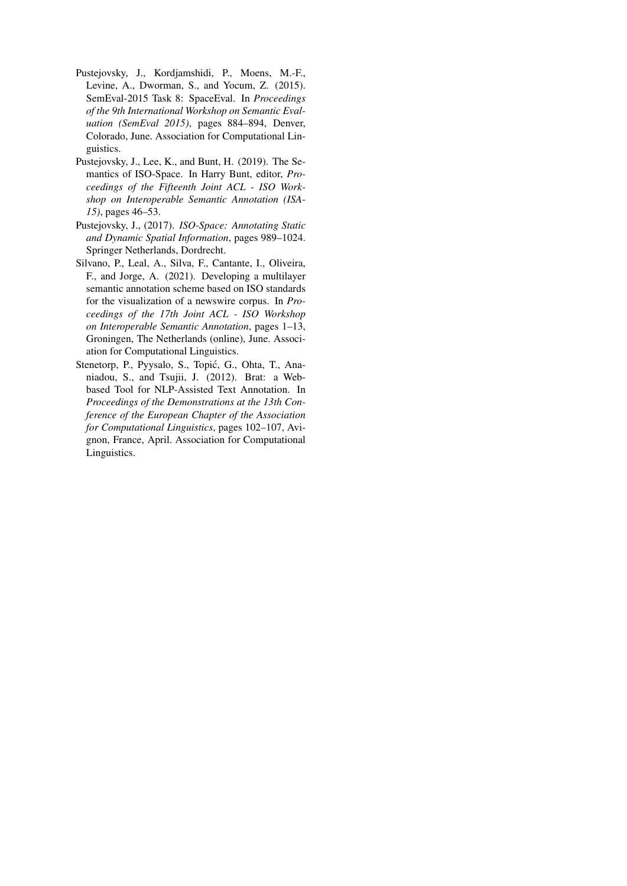Pustejovsky, J., Kordjamshidi, P., Moens, M.-F., Levine, A., Dworman, S., and Yocum, Z. (2015). SemEval-2015 Task 8: SpaceEval. In *Proceedings of the 9th International Workshop on Semantic Evaluation (SemEval 2015)*, pages 884–894, Denver, Colorado, June. Association for Computational Linguistics.

Pustejovsky, J., Lee, K., and Bunt, H. (2019). The Semantics of ISO-Space. In Harry Bunt, editor, *Proceedings of the Fifteenth Joint ACL - ISO Workshop on Interoperable Semantic Annotation (ISA-15)*, pages 46–53.

Pustejovsky, J., (2017). *ISO-Space: Annotating Static and Dynamic Spatial Information*, pages 989–1024. Springer Netherlands, Dordrecht.

Silvano, P., Leal, A., Silva, F., Cantante, I., Oliveira, F., and Jorge, A. (2021). Developing a multilayer semantic annotation scheme based on ISO standards for the visualization of a newswire corpus. In *Proceedings of the 17th Joint ACL - ISO Workshop on Interoperable Semantic Annotation*, pages 1–13, Groningen, The Netherlands (online), June. Association for Computational Linguistics.

Stenetorp, P., Pyysalo, S., Topić, G., Ohta, T., Ananiadou, S., and Tsujii, J. (2012). Brat: a Web-based Tool for NLP-Assisted Text Annotation. In *Proceedings of the Demonstrations at the 13th Conference of the European Chapter of the Association for Computational Linguistics*, pages 102–107, Avignon, France, April. Association for Computational Linguistics.